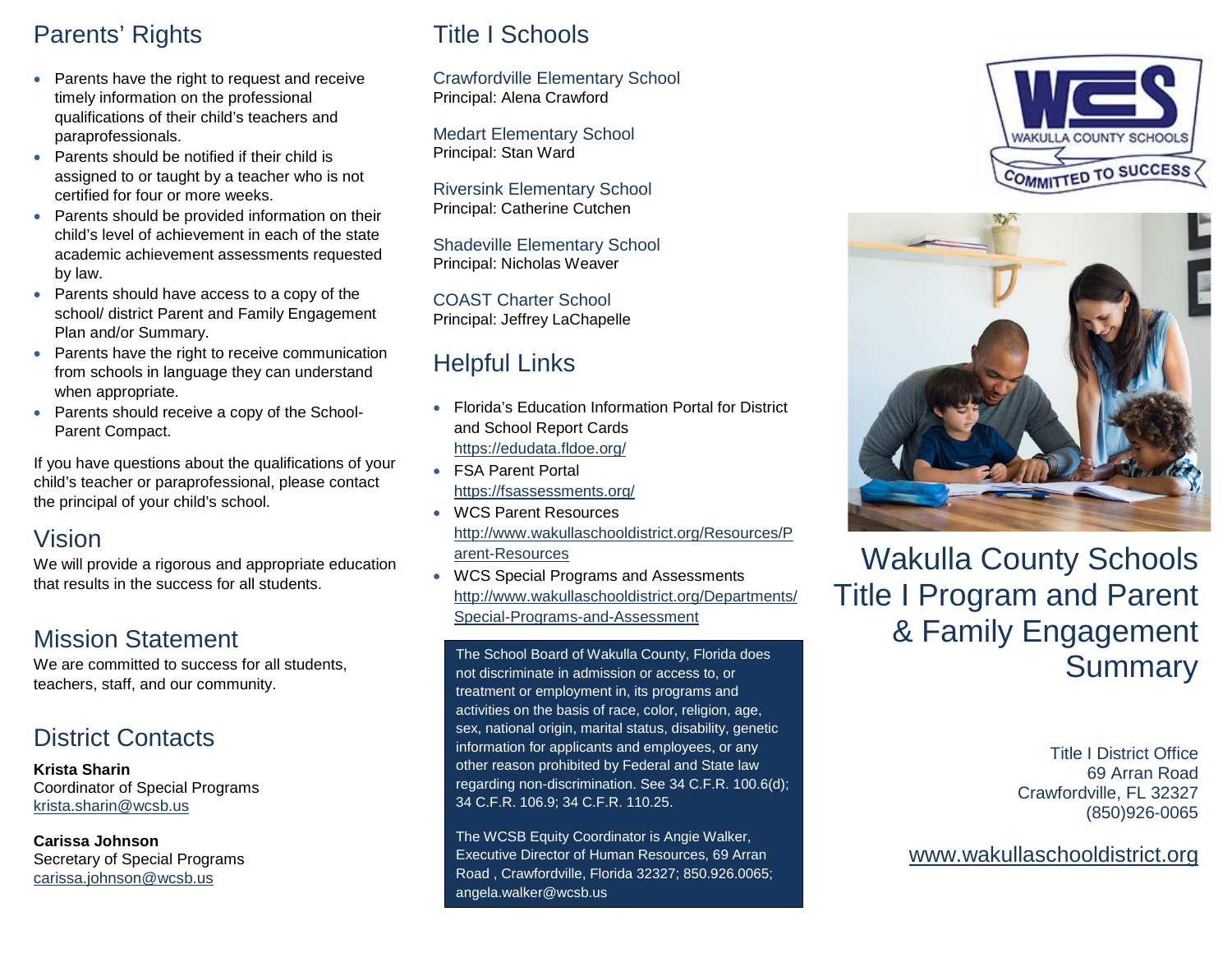## Parents' Rights

- Parents have the right to request and receive timely information on the professional qualifications of their child's teachers and paraprofessionals.
- Parents should be notified if their child is assigned to or taught by a teacher who is not certified for four or more weeks.
- Parents should be provided information on their child's level of achievement in each of the state academic achievement assessments requested by law.
- Parents should have access to a copy of the school/ district Parent and Family Engagement Plan and/or Summary.
- Parents have the right to receive communication from schools in language they can understand when appropriate.
- Parents should receive a copy of the School-Parent Compact.

If you have questions about the qualifications of your child's teacher or paraprofessional, please contact the principal of your child's school.

## Vision

We will provide a rigorous and appropriate education that results in the success for all students.

## Mission Statement

We are committed to success for all students, teachers, staff, and our community.

## District Contacts

**Krista Sharin**
Coordinator of Special Programs
krista.sharin@wcsb.us

**Carissa Johnson**
Secretary of Special Programs
carissa.johnson@wcsb.us

## Title I Schools

Crawfordville Elementary School
Principal: Alena Crawford

Medart Elementary School
Principal: Stan Ward

Riversink Elementary School
Principal: Catherine Cutchen

Shadeville Elementary School
Principal: Nicholas Weaver

COAST Charter School
Principal: Jeffrey LaChapelle

## Helpful Links

- Florida's Education Information Portal for District and School Report Cards
  https://edudata.fldoe.org/
- FSA Parent Portal
  https://fsassessments.org/
- WCS Parent Resources
  http://www.wakullaschooldistrict.org/Resources/Parent-Resources
- WCS Special Programs and Assessments
  http://www.wakullaschooldistrict.org/Departments/Special-Programs-and-Assessment

The School Board of Wakulla County, Florida does not discriminate in admission or access to, or treatment or employment in, its programs and activities on the basis of race, color, religion, age, sex, national origin, marital status, disability, genetic information for applicants and employees, or any other reason prohibited by Federal and State law regarding non-discrimination. See 34 C.F.R. 100.6(d); 34 C.F.R. 106.9; 34 C.F.R. 110.25.

The WCSB Equity Coordinator is Angie Walker, Executive Director of Human Resources, 69 Arran Road , Crawfordville, Florida 32327; 850.926.0065; angela.walker@wcsb.us

WAKULLA COUNTY SCHOOLS
COMMITTED TO SUCCESS

# Wakulla County Schools Title I Program and Parent & Family Engagement Summary

Title I District Office
69 Arran Road
Crawfordville, FL 32327
(850)926-0065

www.wakullaschooldistrict.org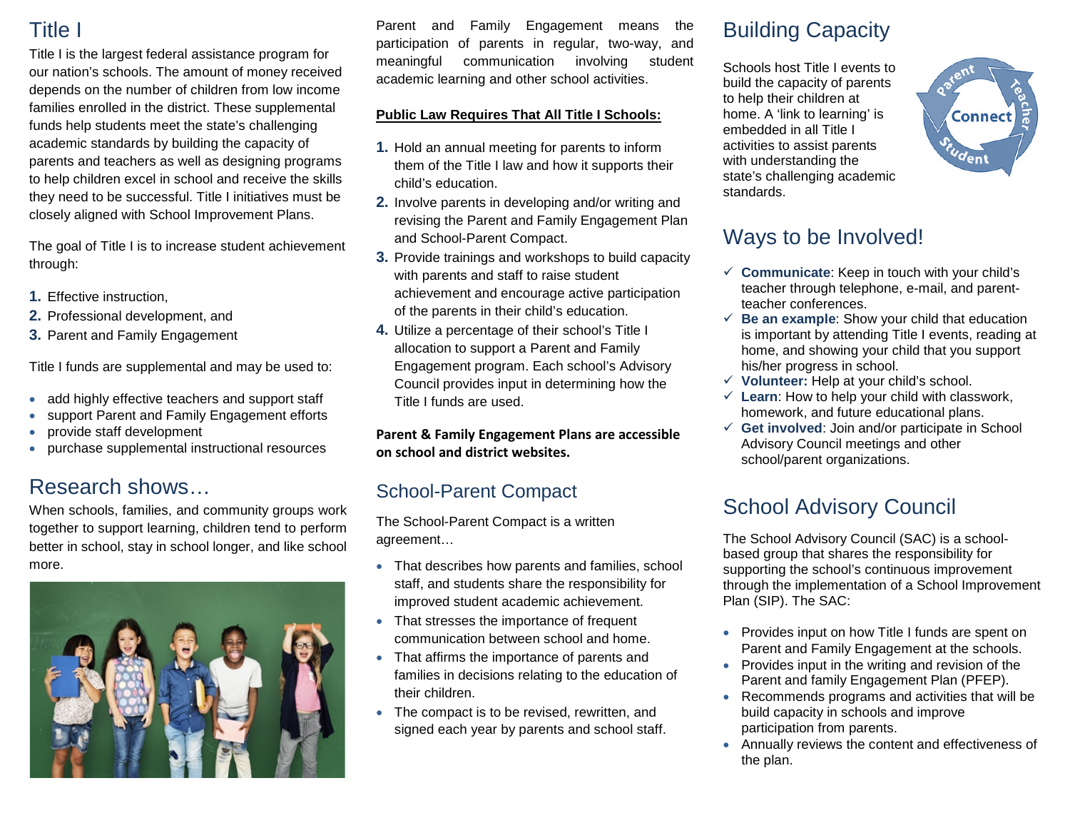## Title I

Title I is the largest federal assistance program for our nation's schools. The amount of money received depends on the number of children from low income families enrolled in the district. These supplemental funds help students meet the state's challenging academic standards by building the capacity of parents and teachers as well as designing programs to help children excel in school and receive the skills they need to be successful. Title I initiatives must be closely aligned with School Improvement Plans.

The goal of Title I is to increase student achievement through:

1. Effective instruction,
2. Professional development, and
3. Parent and Family Engagement

Title I funds are supplemental and may be used to:

- add highly effective teachers and support staff
- support Parent and Family Engagement efforts
- provide staff development
- purchase supplemental instructional resources

## Research shows…

When schools, families, and community groups work together to support learning, children tend to perform better in school, stay in school longer, and like school more.

Parent and Family Engagement means the participation of parents in regular, two-way, and meaningful communication involving student academic learning and other school activities.

**Public Law Requires That All Title I Schools:**

1. Hold an annual meeting for parents to inform them of the Title I law and how it supports their child's education.
2. Involve parents in developing and/or writing and revising the Parent and Family Engagement Plan and School-Parent Compact.
3. Provide trainings and workshops to build capacity with parents and staff to raise student achievement and encourage active participation of the parents in their child's education.
4. Utilize a percentage of their school's Title I allocation to support a Parent and Family Engagement program. Each school's Advisory Council provides input in determining how the Title I funds are used.

**Parent & Family Engagement Plans are accessible on school and district websites.**

## School-Parent Compact

The School-Parent Compact is a written agreement…

- That describes how parents and families, school staff, and students share the responsibility for improved student academic achievement.
- That stresses the importance of frequent communication between school and home.
- That affirms the importance of parents and families in decisions relating to the education of their children.
- The compact is to be revised, rewritten, and signed each year by parents and school staff.

## Building Capacity

Schools host Title I events to build the capacity of parents to help their children at home. A 'link to learning' is embedded in all Title I activities to assist parents with understanding the state's challenging academic standards.

## Ways to be Involved!

- ✓ **Communicate**: Keep in touch with your child's teacher through telephone, e-mail, and parent-teacher conferences.
- ✓ **Be an example**: Show your child that education is important by attending Title I events, reading at home, and showing your child that you support his/her progress in school.
- ✓ **Volunteer:** Help at your child's school.
- ✓ **Learn**: How to help your child with classwork, homework, and future educational plans.
- ✓ **Get involved**: Join and/or participate in School Advisory Council meetings and other school/parent organizations.

## School Advisory Council

The School Advisory Council (SAC) is a school-based group that shares the responsibility for supporting the school's continuous improvement through the implementation of a School Improvement Plan (SIP). The SAC:

- Provides input on how Title I funds are spent on Parent and Family Engagement at the schools.
- Provides input in the writing and revision of the Parent and family Engagement Plan (PFEP).
- Recommends programs and activities that will be build capacity in schools and improve participation from parents.
- Annually reviews the content and effectiveness of the plan.